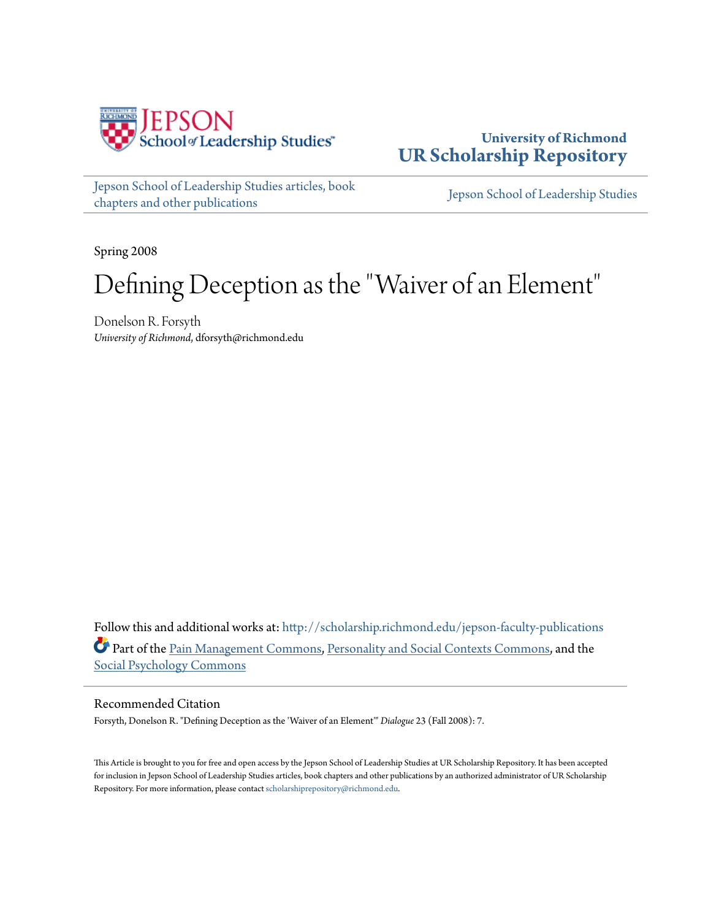Jepson School of Leadership Studies

University of Richmond
**UR Scholarship Repository**

Jepson School of Leadership Studies articles, book chapters and other publications | Jepson School of Leadership Studies

Spring 2008

# Defining Deception as the "Waiver of an Element"

Donelson R. Forsyth
*University of Richmond*, dforsyth@richmond.edu

Follow this and additional works at: http://scholarship.richmond.edu/jepson-faculty-publications

Part of the Pain Management Commons, Personality and Social Contexts Commons, and the Social Psychology Commons

## Recommended Citation

Forsyth, Donelson R. "Defining Deception as the 'Waiver of an Element'" *Dialogue* 23 (Fall 2008): 7.

This Article is brought to you for free and open access by the Jepson School of Leadership Studies at UR Scholarship Repository. It has been accepted for inclusion in Jepson School of Leadership Studies articles, book chapters and other publications by an authorized administrator of UR Scholarship Repository. For more information, please contact scholarshiprepository@richmond.edu.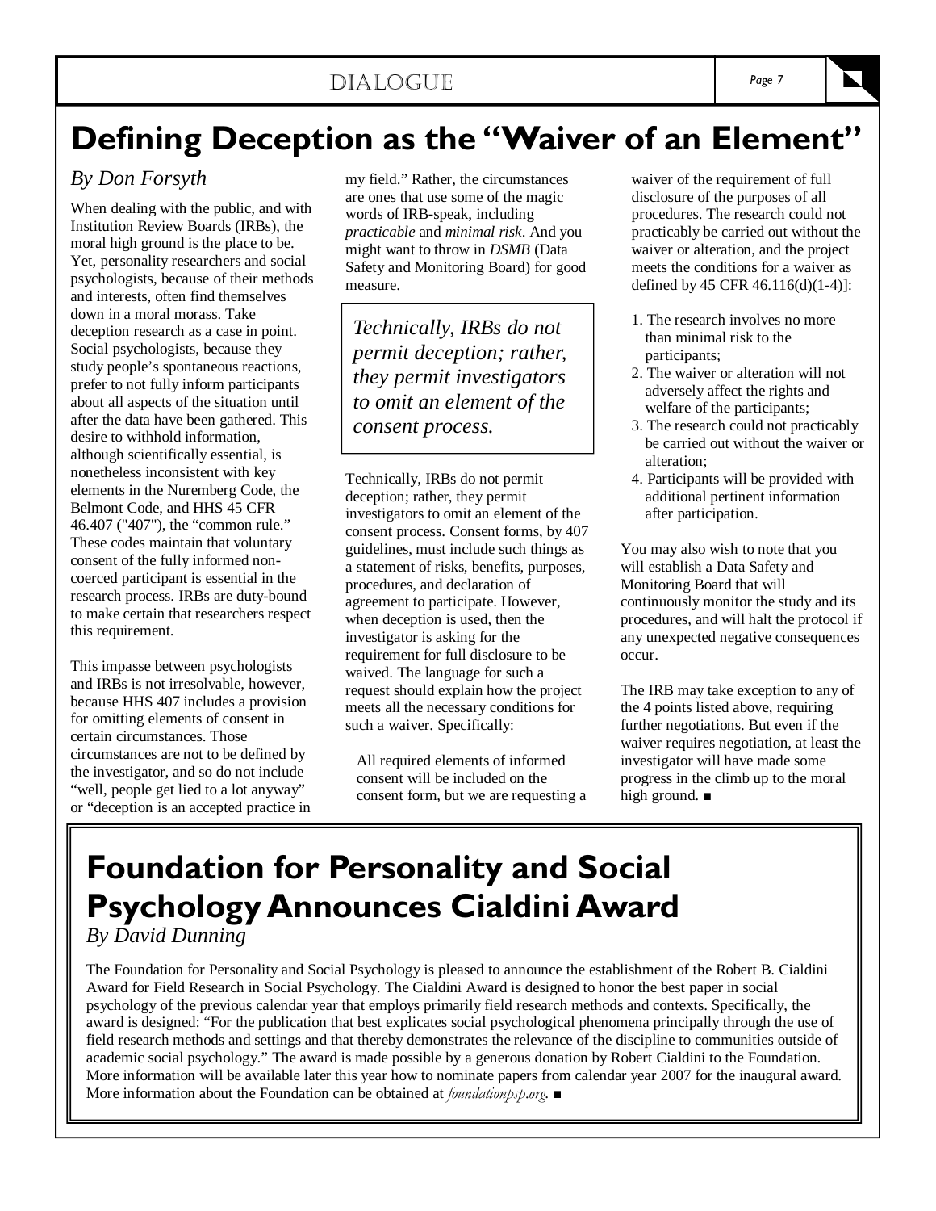# Defining Deception as the "Waiver of an Element"

*By Don Forsyth*

When dealing with the public, and with Institution Review Boards (IRBs), the moral high ground is the place to be. Yet, personality researchers and social psychologists, because of their methods and interests, often find themselves down in a moral morass. Take deception research as a case in point. Social psychologists, because they study people's spontaneous reactions, prefer to not fully inform participants about all aspects of the situation until after the data have been gathered. This desire to withhold information, although scientifically essential, is nonetheless inconsistent with key elements in the Nuremberg Code, the Belmont Code, and HHS 45 CFR 46.407 ("407"), the "common rule." These codes maintain that voluntary consent of the fully informed non-coerced participant is essential in the research process. IRBs are duty-bound to make certain that researchers respect this requirement.

This impasse between psychologists and IRBs is not irresolvable, however, because HHS 407 includes a provision for omitting elements of consent in certain circumstances. Those circumstances are not to be defined by the investigator, and so do not include "well, people get lied to a lot anyway" or "deception is an accepted practice in my field." Rather, the circumstances are ones that use some of the magic words of IRB-speak, including *practicable* and *minimal risk*. And you might want to throw in *DSMB* (Data Safety and Monitoring Board) for good measure.

> *Technically, IRBs do not permit deception; rather, they permit investigators to omit an element of the consent process.*

Technically, IRBs do not permit deception; rather, they permit investigators to omit an element of the consent process. Consent forms, by 407 guidelines, must include such things as a statement of risks, benefits, purposes, procedures, and declaration of agreement to participate. However, when deception is used, then the investigator is asking for the requirement for full disclosure to be waived. The language for such a request should explain how the project meets all the necessary conditions for such a waiver. Specifically:

> All required elements of informed consent will be included on the consent form, but we are requesting a waiver of the requirement of full disclosure of the purposes of all procedures. The research could not practicably be carried out without the waiver or alteration, and the project meets the conditions for a waiver as defined by 45 CFR 46.116(d)(1-4)]:
>
> 1. The research involves no more than minimal risk to the participants;
> 2. The waiver or alteration will not adversely affect the rights and welfare of the participants;
> 3. The research could not practicably be carried out without the waiver or alteration;
> 4. Participants will be provided with additional pertinent information after participation.

You may also wish to note that you will establish a Data Safety and Monitoring Board that will continuously monitor the study and its procedures, and will halt the protocol if any unexpected negative consequences occur.

The IRB may take exception to any of the 4 points listed above, requiring further negotiations. But even if the waiver requires negotiation, at least the investigator will have made some progress in the climb up to the moral high ground. ■

# Foundation for Personality and Social Psychology Announces Cialdini Award

*By David Dunning*

The Foundation for Personality and Social Psychology is pleased to announce the establishment of the Robert B. Cialdini Award for Field Research in Social Psychology. The Cialdini Award is designed to honor the best paper in social psychology of the previous calendar year that employs primarily field research methods and contexts. Specifically, the award is designed: "For the publication that best explicates social psychological phenomena principally through the use of field research methods and settings and that thereby demonstrates the relevance of the discipline to communities outside of academic social psychology." The award is made possible by a generous donation by Robert Cialdini to the Foundation. More information will be available later this year how to nominate papers from calendar year 2007 for the inaugural award. More information about the Foundation can be obtained at *foundationpsp.org*. ■